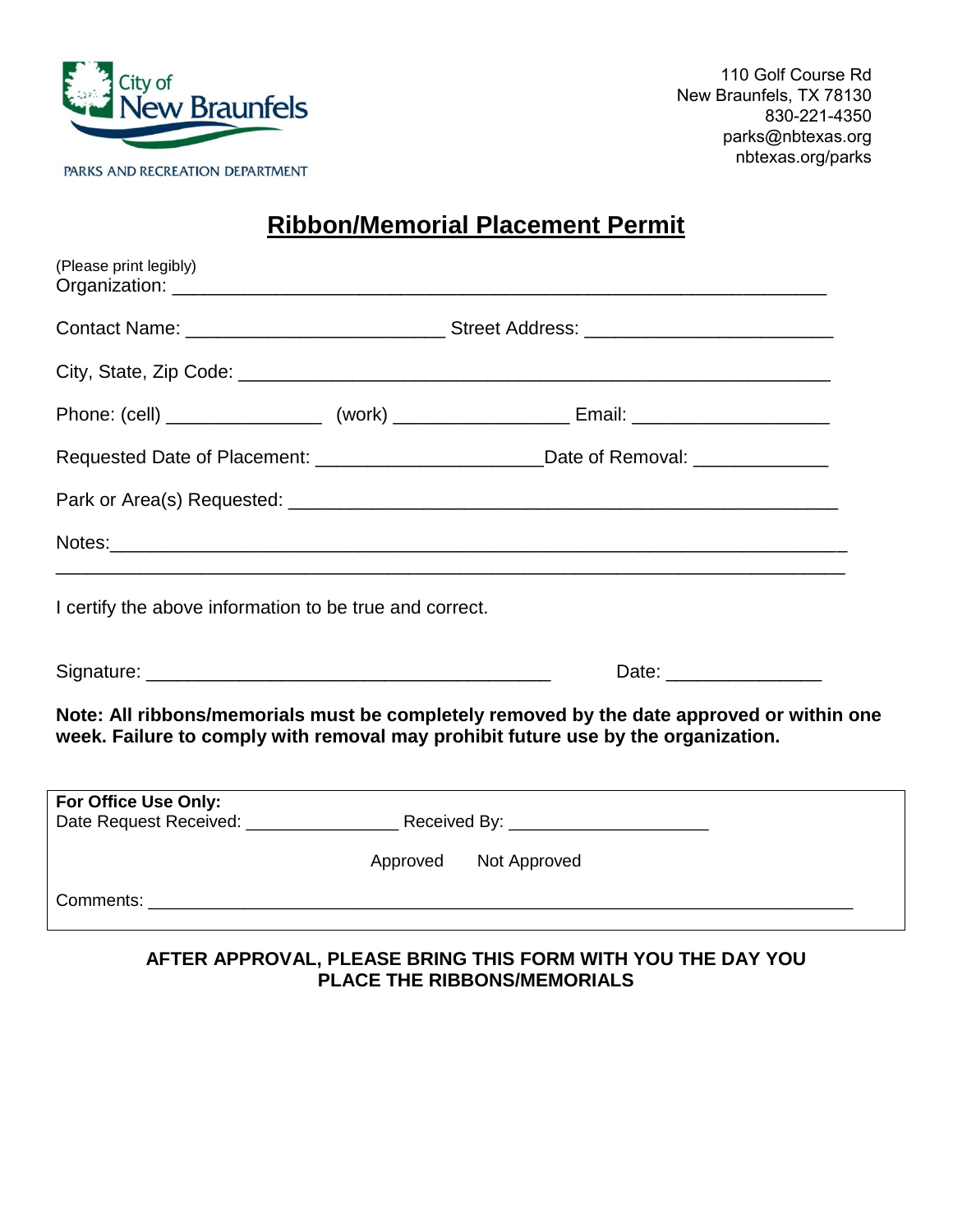City of New Braunfels

PARKS AND RECREATION DEPARTMENT

110 Golf Course Rd
New Braunfels, TX 78130
830-221-4350
parks@nbtexas.org
nbtexas.org/parks

# Ribbon/Memorial Placement Permit

(Please print legibly)

Organization: ______________________________________________________________

Contact Name: ________________________ Street Address: ________________________

City, State, Zip Code: ________________________________________________________

Phone: (cell) _______________ (work) ________________ Email: ___________________

Requested Date of Placement: _____________________Date of Removal: _____________

Park or Area(s) Requested: ____________________________________________________

Notes:________________________________________________________________________

______________________________________________________________________________

I certify the above information to be true and correct.

Signature: _______________________________________ Date: _______________

**Note: All ribbons/memorials must be completely removed by the date approved or within one week. Failure to comply with removal may prohibit future use by the organization.**

**For Office Use Only:**

Date Request Received: _______________ Received By: ____________________

Approved Not Approved

Comments: ______________________________________________________________________

**AFTER APPROVAL, PLEASE BRING THIS FORM WITH YOU THE DAY YOU PLACE THE RIBBONS/MEMORIALS**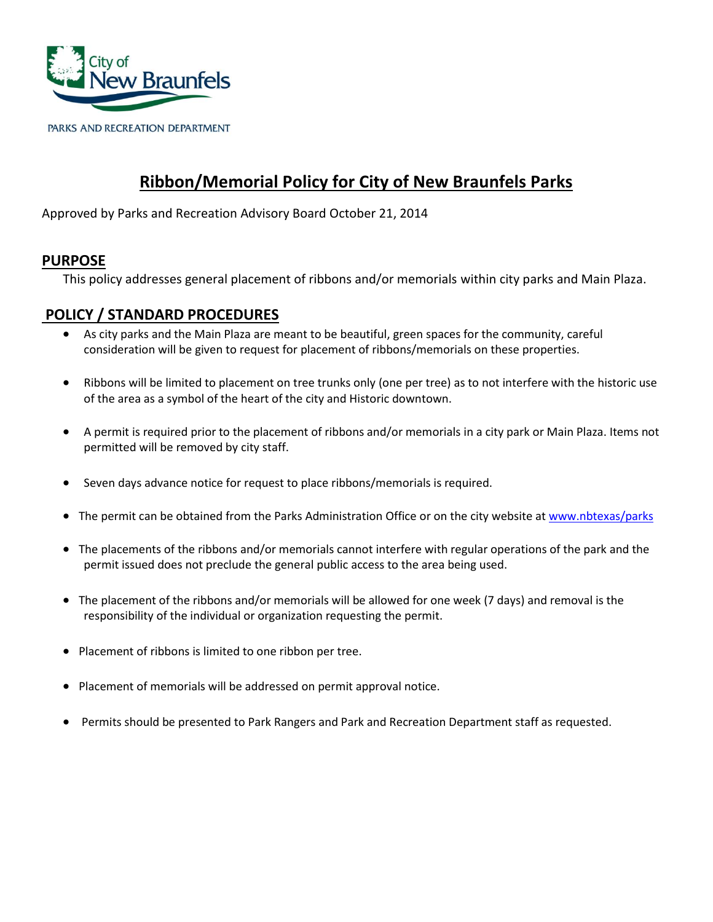City of New Braunfels

PARKS AND RECREATION DEPARTMENT

# Ribbon/Memorial Policy for City of New Braunfels Parks

Approved by Parks and Recreation Advisory Board October 21, 2014

## PURPOSE

This policy addresses general placement of ribbons and/or memorials within city parks and Main Plaza.

## POLICY / STANDARD PROCEDURES

- As city parks and the Main Plaza are meant to be beautiful, green spaces for the community, careful consideration will be given to request for placement of ribbons/memorials on these properties.
- Ribbons will be limited to placement on tree trunks only (one per tree) as to not interfere with the historic use of the area as a symbol of the heart of the city and Historic downtown.
- A permit is required prior to the placement of ribbons and/or memorials in a city park or Main Plaza. Items not permitted will be removed by city staff.
- Seven days advance notice for request to place ribbons/memorials is required.
- The permit can be obtained from the Parks Administration Office or on the city website at www.nbtexas/parks
- The placements of the ribbons and/or memorials cannot interfere with regular operations of the park and the permit issued does not preclude the general public access to the area being used.
- The placement of the ribbons and/or memorials will be allowed for one week (7 days) and removal is the responsibility of the individual or organization requesting the permit.
- Placement of ribbons is limited to one ribbon per tree.
- Placement of memorials will be addressed on permit approval notice.
- Permits should be presented to Park Rangers and Park and Recreation Department staff as requested.